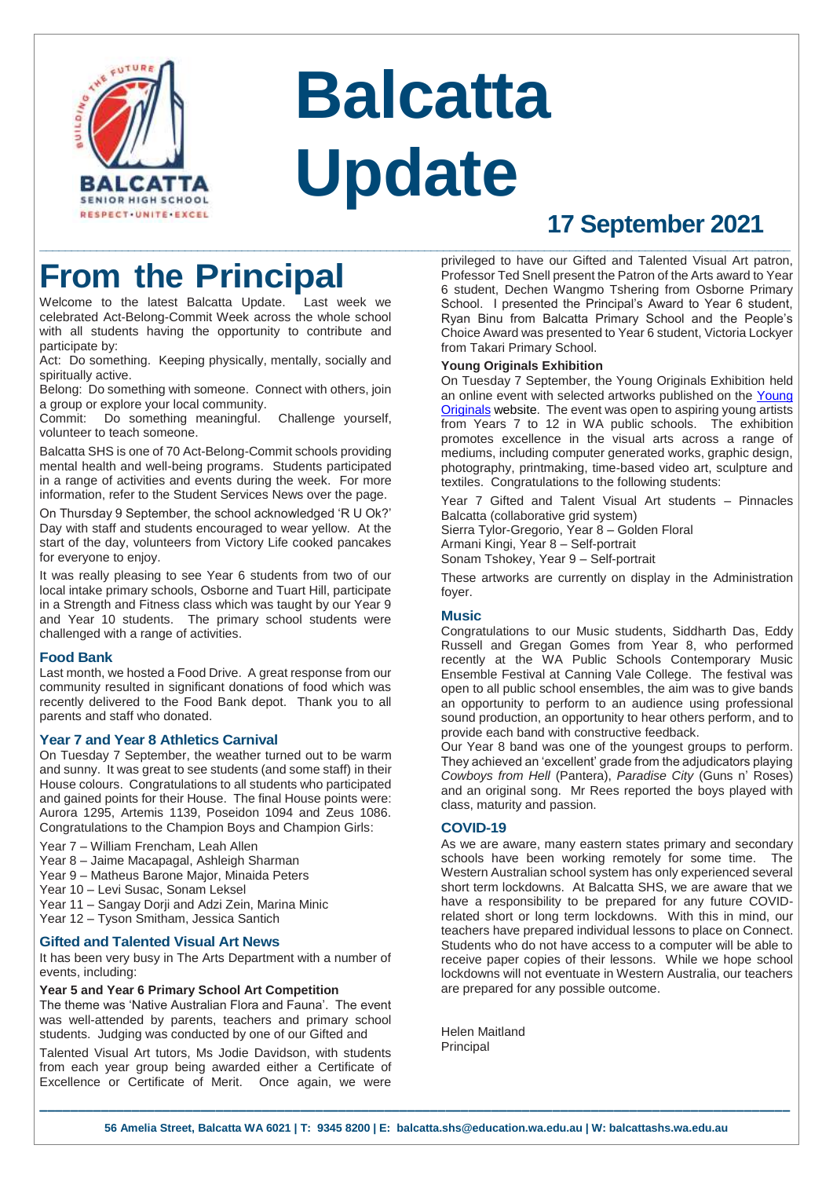# Balcatta Update

## 17 September 2021

# From the Principal

Welcome to the latest Balcatta Update. Last week we celebrated Act-Belong-Commit Week across the whole school with all students having the opportunity to contribute and participate by:

Act: Do something. Keeping physically, mentally, socially and spiritually active.

Belong: Do something with someone. Connect with others, join a group or explore your local community.

Commit: Do something meaningful. Challenge yourself, volunteer to teach someone.

Balcatta SHS is one of 70 Act-Belong-Commit schools providing mental health and well-being programs. Students participated in a range of activities and events during the week. For more information, refer to the Student Services News over the page.

On Thursday 9 September, the school acknowledged 'R U Ok?' Day with staff and students encouraged to wear yellow. At the start of the day, volunteers from Victory Life cooked pancakes for everyone to enjoy.

It was really pleasing to see Year 6 students from two of our local intake primary schools, Osborne and Tuart Hill, participate in a Strength and Fitness class which was taught by our Year 9 and Year 10 students. The primary school students were challenged with a range of activities.

### Food Bank

Last month, we hosted a Food Drive. A great response from our community resulted in significant donations of food which was recently delivered to the Food Bank depot. Thank you to all parents and staff who donated.

### Year 7 and Year 8 Athletics Carnival

On Tuesday 7 September, the weather turned out to be warm and sunny. It was great to see students (and some staff) in their House colours. Congratulations to all students who participated and gained points for their House. The final House points were: Aurora 1295, Artemis 1139, Poseidon 1094 and Zeus 1086. Congratulations to the Champion Boys and Champion Girls:

Year 7 – William Frencham, Leah Allen
Year 8 – Jaime Macapagal, Ashleigh Sharman
Year 9 – Matheus Barone Major, Minaida Peters
Year 10 – Levi Susac, Sonam Leksel
Year 11 – Sangay Dorji and Adzi Zein, Marina Minic
Year 12 – Tyson Smitham, Jessica Santich

### Gifted and Talented Visual Art News

It has been very busy in The Arts Department with a number of events, including:

**Year 5 and Year 6 Primary School Art Competition**

The theme was 'Native Australian Flora and Fauna'. The event was well-attended by parents, teachers and primary school students. Judging was conducted by one of our Gifted and Talented Visual Art tutors, Ms Jodie Davidson, with students from each year group being awarded either a Certificate of Excellence or Certificate of Merit. Once again, we were privileged to have our Gifted and Talented Visual Art patron, Professor Ted Snell present the Patron of the Arts award to Year 6 student, Dechen Wangmo Tshering from Osborne Primary School. I presented the Principal's Award to Year 6 student, Ryan Binu from Balcatta Primary School and the People's Choice Award was presented to Year 6 student, Victoria Lockyer from Takari Primary School.

**Young Originals Exhibition**

On Tuesday 7 September, the Young Originals Exhibition held an online event with selected artworks published on the Young Originals website. The event was open to aspiring young artists from Years 7 to 12 in WA public schools. The exhibition promotes excellence in the visual arts across a range of mediums, including computer generated works, graphic design, photography, printmaking, time-based video art, sculpture and textiles. Congratulations to the following students:

Year 7 Gifted and Talent Visual Art students – Pinnacles Balcatta (collaborative grid system)
Sierra Tylor-Gregorio, Year 8 – Golden Floral
Armani Kingi, Year 8 – Self-portrait
Sonam Tshokey, Year 9 – Self-portrait

These artworks are currently on display in the Administration foyer.

### Music

Congratulations to our Music students, Siddharth Das, Eddy Russell and Gregan Gomes from Year 8, who performed recently at the WA Public Schools Contemporary Music Ensemble Festival at Canning Vale College. The festival was open to all public school ensembles, the aim was to give bands an opportunity to perform to an audience using professional sound production, an opportunity to hear others perform, and to provide each band with constructive feedback.

Our Year 8 band was one of the youngest groups to perform. They achieved an 'excellent' grade from the adjudicators playing *Cowboys from Hell* (Pantera), *Paradise City* (Guns n' Roses) and an original song. Mr Rees reported the boys played with class, maturity and passion.

### COVID-19

As we are aware, many eastern states primary and secondary schools have been working remotely for some time. The Western Australian school system has only experienced several short term lockdowns. At Balcatta SHS, we are aware that we have a responsibility to be prepared for any future COVID-related short or long term lockdowns. With this in mind, our teachers have prepared individual lessons to place on Connect. Students who do not have access to a computer will be able to receive paper copies of their lessons. While we hope school lockdowns will not eventuate in Western Australia, our teachers are prepared for any possible outcome.

Helen Maitland
Principal

56 Amelia Street, Balcatta WA 6021 | T: 9345 8200 | E: balcatta.shs@education.wa.edu.au | W: balcattashs.wa.edu.au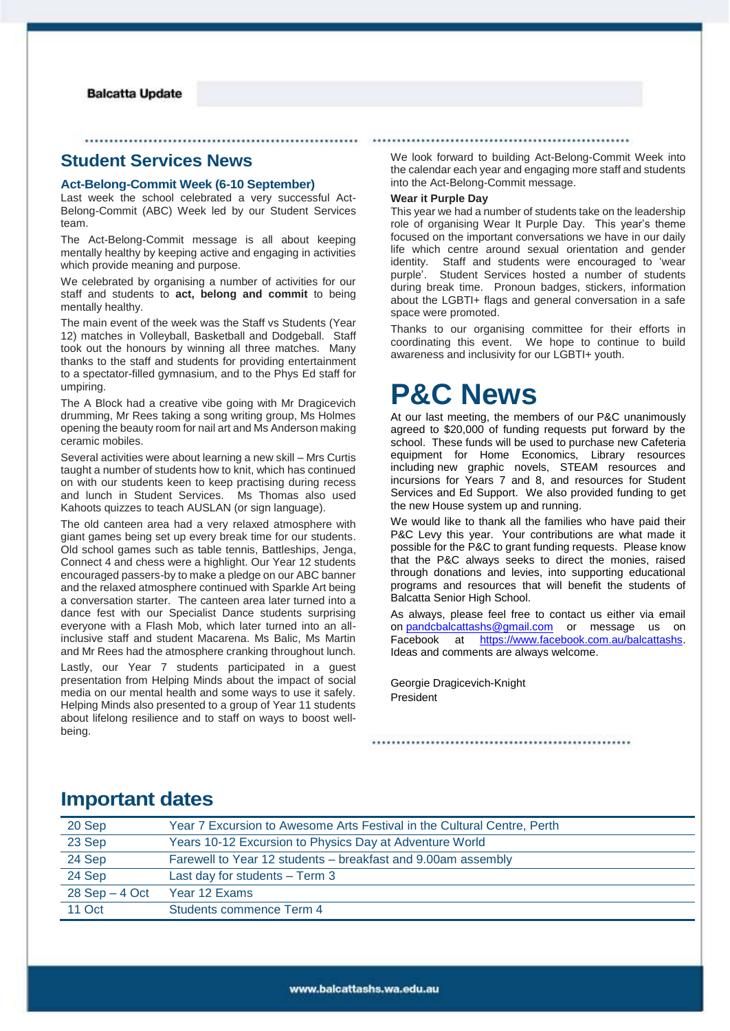## Student Services News

### Act-Belong-Commit Week (6-10 September)

Last week the school celebrated a very successful Act-Belong-Commit (ABC) Week led by our Student Services team.

The Act-Belong-Commit message is all about keeping mentally healthy by keeping active and engaging in activities which provide meaning and purpose.

We celebrated by organising a number of activities for our staff and students to **act, belong and commit** to being mentally healthy.

The main event of the week was the Staff vs Students (Year 12) matches in Volleyball, Basketball and Dodgeball. Staff took out the honours by winning all three matches. Many thanks to the staff and students for providing entertainment to a spectator-filled gymnasium, and to the Phys Ed staff for umpiring.

The A Block had a creative vibe going with Mr Dragicevich drumming, Mr Rees taking a song writing group, Ms Holmes opening the beauty room for nail art and Ms Anderson making ceramic mobiles.

Several activities were about learning a new skill – Mrs Curtis taught a number of students how to knit, which has continued on with our students keen to keep practising during recess and lunch in Student Services. Ms Thomas also used Kahoots quizzes to teach AUSLAN (or sign language).

The old canteen area had a very relaxed atmosphere with giant games being set up every break time for our students. Old school games such as table tennis, Battleships, Jenga, Connect 4 and chess were a highlight. Our Year 12 students encouraged passers-by to make a pledge on our ABC banner and the relaxed atmosphere continued with Sparkle Art being a conversation starter. The canteen area later turned into a dance fest with our Specialist Dance students surprising everyone with a Flash Mob, which later turned into an all-inclusive staff and student Macarena. Ms Balic, Ms Martin and Mr Rees had the atmosphere cranking throughout lunch.

Lastly, our Year 7 students participated in a guest presentation from Helping Minds about the impact of social media on our mental health and some ways to use it safely. Helping Minds also presented to a group of Year 11 students about lifelong resilience and to staff on ways to boost well-being.

We look forward to building Act-Belong-Commit Week into the calendar each year and engaging more staff and students into the Act-Belong-Commit message.

### Wear it Purple Day

This year we had a number of students take on the leadership role of organising Wear It Purple Day. This year's theme focused on the important conversations we have in our daily life which centre around sexual orientation and gender identity. Staff and students were encouraged to 'wear purple'. Student Services hosted a number of students during break time. Pronoun badges, stickers, information about the LGBTI+ flags and general conversation in a safe space were promoted.

Thanks to our organising committee for their efforts in coordinating this event. We hope to continue to build awareness and inclusivity for our LGBTI+ youth.

# P&C News

At our last meeting, the members of our P&C unanimously agreed to $20,000 of funding requests put forward by the school. These funds will be used to purchase new Cafeteria equipment for Home Economics, Library resources including new graphic novels, STEAM resources and incursions for Years 7 and 8, and resources for Student Services and Ed Support. We also provided funding to get the new House system up and running.

We would like to thank all the families who have paid their P&C Levy this year. Your contributions are what made it possible for the P&C to grant funding requests. Please know that the P&C always seeks to direct the monies, raised through donations and levies, into supporting educational programs and resources that will benefit the students of Balcatta Senior High School.

As always, please feel free to contact us either via email on pandcbalcattashs@gmail.com or message us on Facebook at https://www.facebook.com.au/balcattashs. Ideas and comments are always welcome.

Georgie Dragicevich-Knight
President

## Important dates

| | |
|---|---|
| 20 Sep | Year 7 Excursion to Awesome Arts Festival in the Cultural Centre, Perth |
| 23 Sep | Years 10-12 Excursion to Physics Day at Adventure World |
| 24 Sep | Farewell to Year 12 students – breakfast and 9.00am assembly |
| 24 Sep | Last day for students – Term 3 |
| 28 Sep – 4 Oct | Year 12 Exams |
| 11 Oct | Students commence Term 4 |